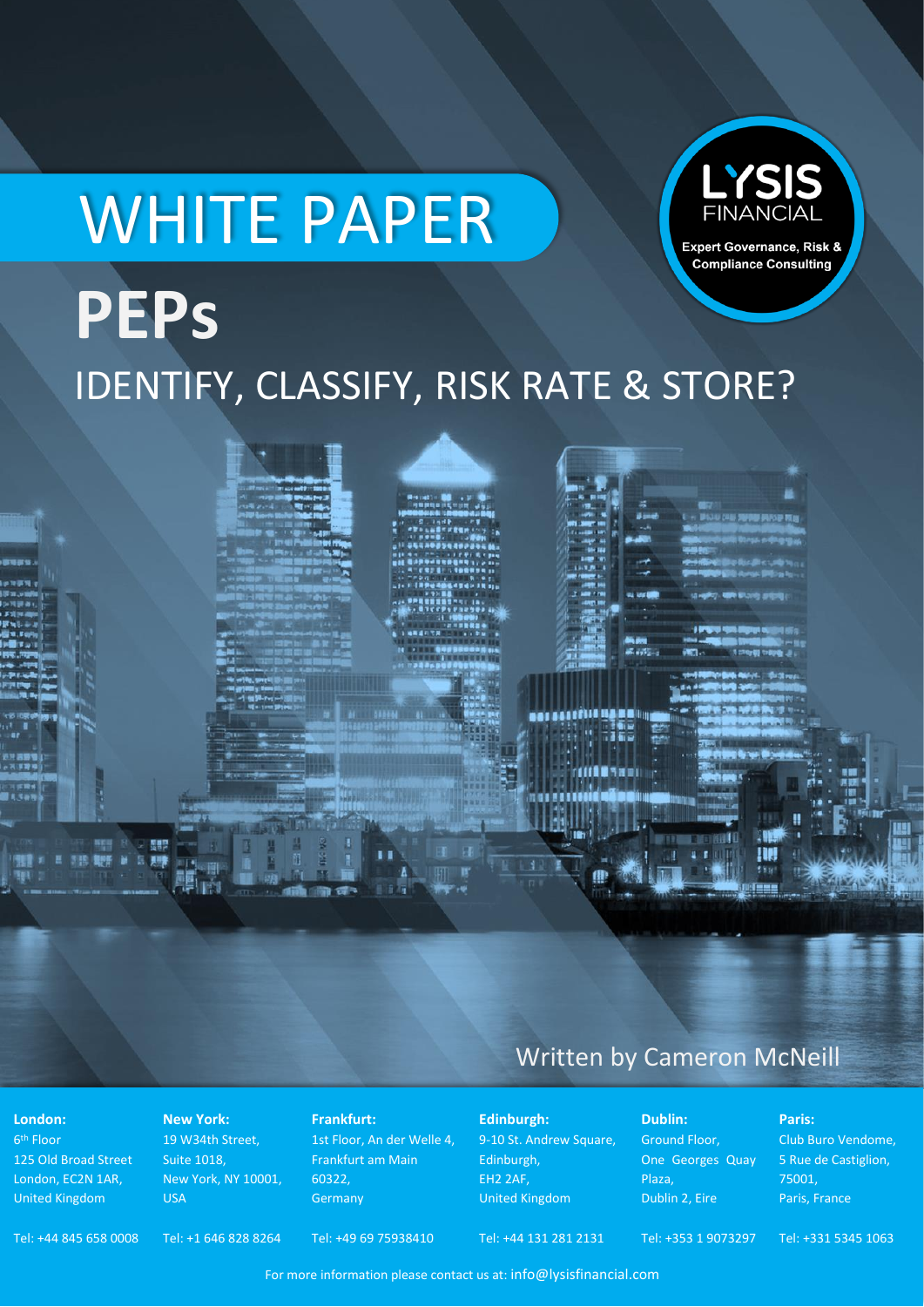# WHITE PAPER

LYSIS FINANCIAL

Expert Governance, Risk & Compliance Consulting

# PEPs

## IDENTIFY, CLASSIFY, RISK RATE & STORE?

Written by Cameron McNeill

**London:**
6th Floor
125 Old Broad Street
London, EC2N 1AR,
United Kingdom

Tel: +44 845 658 0008

**New York:**
19 W34th Street,
Suite 1018,
New York, NY 10001,
USA

Tel: +1 646 828 8264

**Frankfurt:**
1st Floor, An der Welle 4,
Frankfurt am Main
60322,
Germany

Tel: +49 69 75938410

**Edinburgh:**
9-10 St. Andrew Square,
Edinburgh,
EH2 2AF,
United Kingdom

Tel: +44 131 281 2131

**Dublin:**
Ground Floor,
One Georges Quay
Plaza,
Dublin 2, Eire

Tel: +353 1 9073297

**Paris:**
Club Buro Vendome,
5 Rue de Castiglion,
75001,
Paris, France

Tel: +331 5345 1063

For more information please contact us at: info@lysisfinancial.com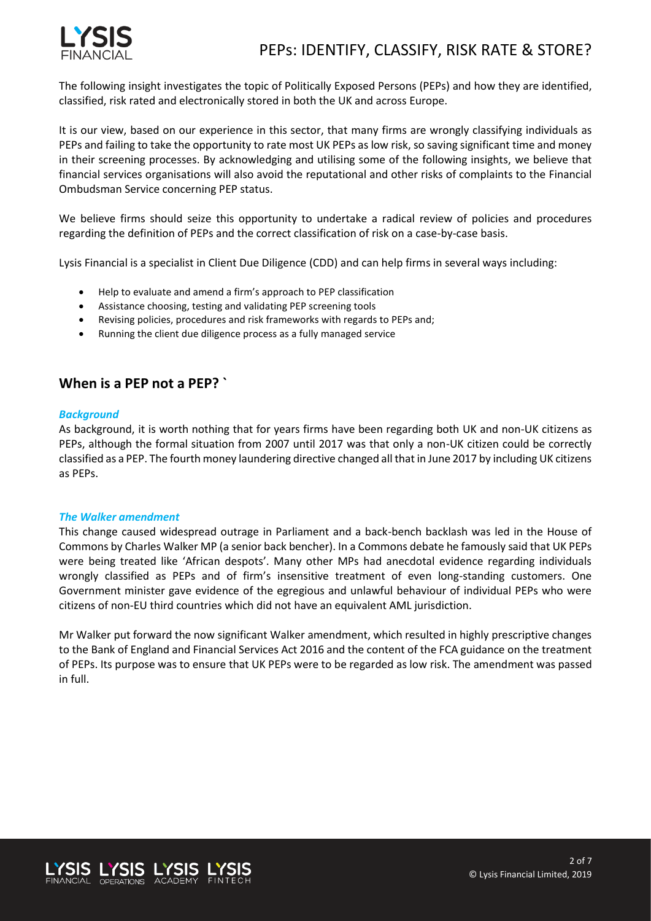The following insight investigates the topic of Politically Exposed Persons (PEPs) and how they are identified, classified, risk rated and electronically stored in both the UK and across Europe.

It is our view, based on our experience in this sector, that many firms are wrongly classifying individuals as PEPs and failing to take the opportunity to rate most UK PEPs as low risk, so saving significant time and money in their screening processes. By acknowledging and utilising some of the following insights, we believe that financial services organisations will also avoid the reputational and other risks of complaints to the Financial Ombudsman Service concerning PEP status.

We believe firms should seize this opportunity to undertake a radical review of policies and procedures regarding the definition of PEPs and the correct classification of risk on a case-by-case basis.

Lysis Financial is a specialist in Client Due Diligence (CDD) and can help firms in several ways including:

- Help to evaluate and amend a firm's approach to PEP classification
- Assistance choosing, testing and validating PEP screening tools
- Revising policies, procedures and risk frameworks with regards to PEPs and;
- Running the client due diligence process as a fully managed service

## When is a PEP not a PEP? `

### *Background*

As background, it is worth nothing that for years firms have been regarding both UK and non-UK citizens as PEPs, although the formal situation from 2007 until 2017 was that only a non-UK citizen could be correctly classified as a PEP. The fourth money laundering directive changed all that in June 2017 by including UK citizens as PEPs.

### *The Walker amendment*

This change caused widespread outrage in Parliament and a back-bench backlash was led in the House of Commons by Charles Walker MP (a senior back bencher). In a Commons debate he famously said that UK PEPs were being treated like 'African despots'. Many other MPs had anecdotal evidence regarding individuals wrongly classified as PEPs and of firm's insensitive treatment of even long-standing customers. One Government minister gave evidence of the egregious and unlawful behaviour of individual PEPs who were citizens of non-EU third countries which did not have an equivalent AML jurisdiction.

Mr Walker put forward the now significant Walker amendment, which resulted in highly prescriptive changes to the Bank of England and Financial Services Act 2016 and the content of the FCA guidance on the treatment of PEPs. Its purpose was to ensure that UK PEPs were to be regarded as low risk. The amendment was passed in full.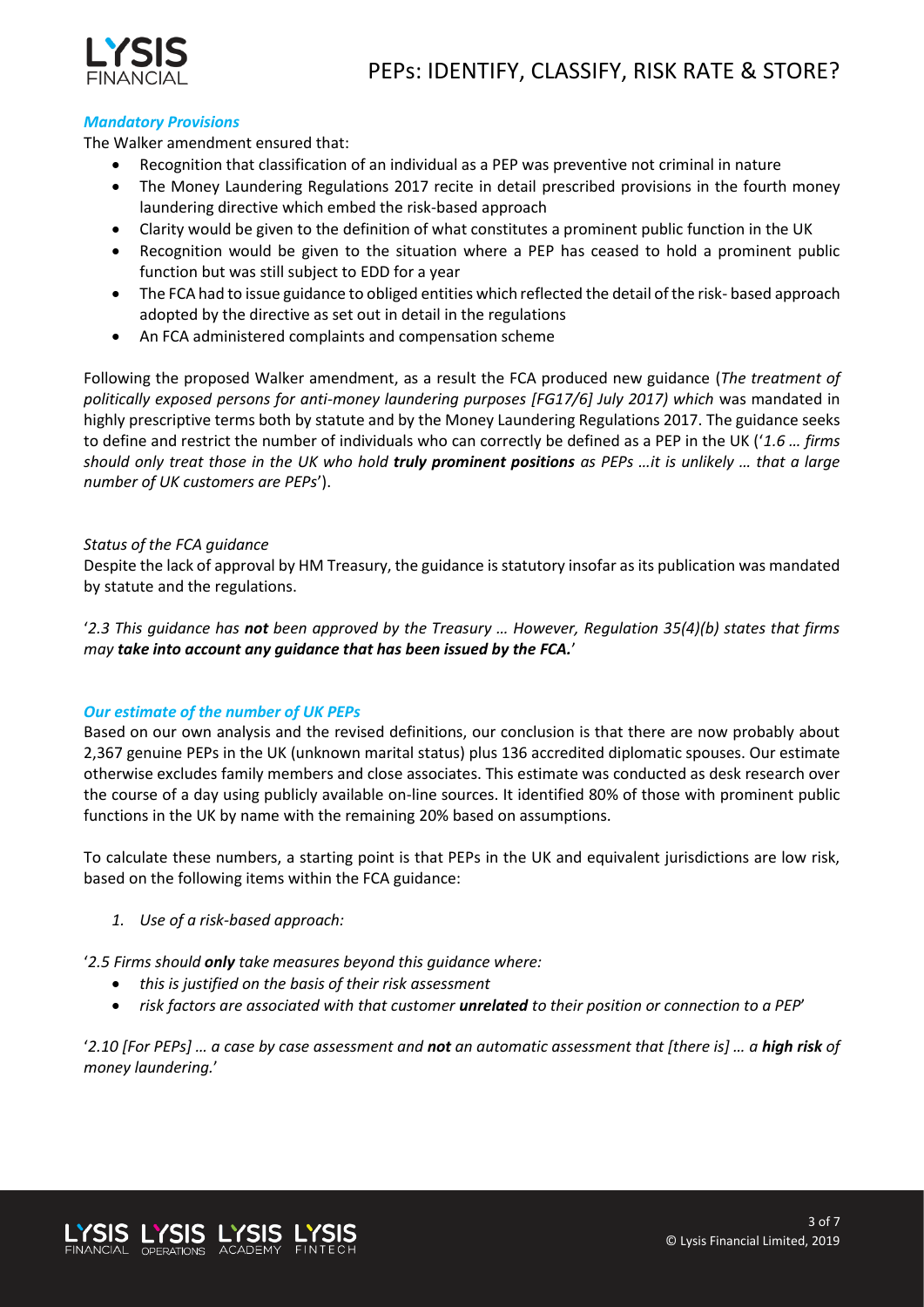### *Mandatory Provisions*

The Walker amendment ensured that:

- Recognition that classification of an individual as a PEP was preventive not criminal in nature
- The Money Laundering Regulations 2017 recite in detail prescribed provisions in the fourth money laundering directive which embed the risk-based approach
- Clarity would be given to the definition of what constitutes a prominent public function in the UK
- Recognition would be given to the situation where a PEP has ceased to hold a prominent public function but was still subject to EDD for a year
- The FCA had to issue guidance to obliged entities which reflected the detail of the risk- based approach adopted by the directive as set out in detail in the regulations
- An FCA administered complaints and compensation scheme

Following the proposed Walker amendment, as a result the FCA produced new guidance (*The treatment of politically exposed persons for anti-money laundering purposes [FG17/6] July 2017) which* was mandated in highly prescriptive terms both by statute and by the Money Laundering Regulations 2017. The guidance seeks to define and restrict the number of individuals who can correctly be defined as a PEP in the UK ('*1.6 … firms should only treat those in the UK who hold **truly prominent positions** as PEPs …it is unlikely … that a large number of UK customers are PEPs*').

*Status of the FCA guidance*

Despite the lack of approval by HM Treasury, the guidance is statutory insofar as its publication was mandated by statute and the regulations.

'*2.3 This guidance has **not** been approved by the Treasury … However, Regulation 35(4)(b) states that firms may **take into account any guidance that has been issued by the FCA.***'

### *Our estimate of the number of UK PEPs*

Based on our own analysis and the revised definitions, our conclusion is that there are now probably about 2,367 genuine PEPs in the UK (unknown marital status) plus 136 accredited diplomatic spouses. Our estimate otherwise excludes family members and close associates. This estimate was conducted as desk research over the course of a day using publicly available on-line sources. It identified 80% of those with prominent public functions in the UK by name with the remaining 20% based on assumptions.

To calculate these numbers, a starting point is that PEPs in the UK and equivalent jurisdictions are low risk, based on the following items within the FCA guidance:

1. *Use of a risk-based approach:*

'*2.5 Firms should **only** take measures beyond this guidance where:*

- *this is justified on the basis of their risk assessment*
- *risk factors are associated with that customer **unrelated** to their position or connection to a PEP*'

'*2.10 [For PEPs] … a case by case assessment and **not** an automatic assessment that [there is] … a **high risk** of money laundering.*'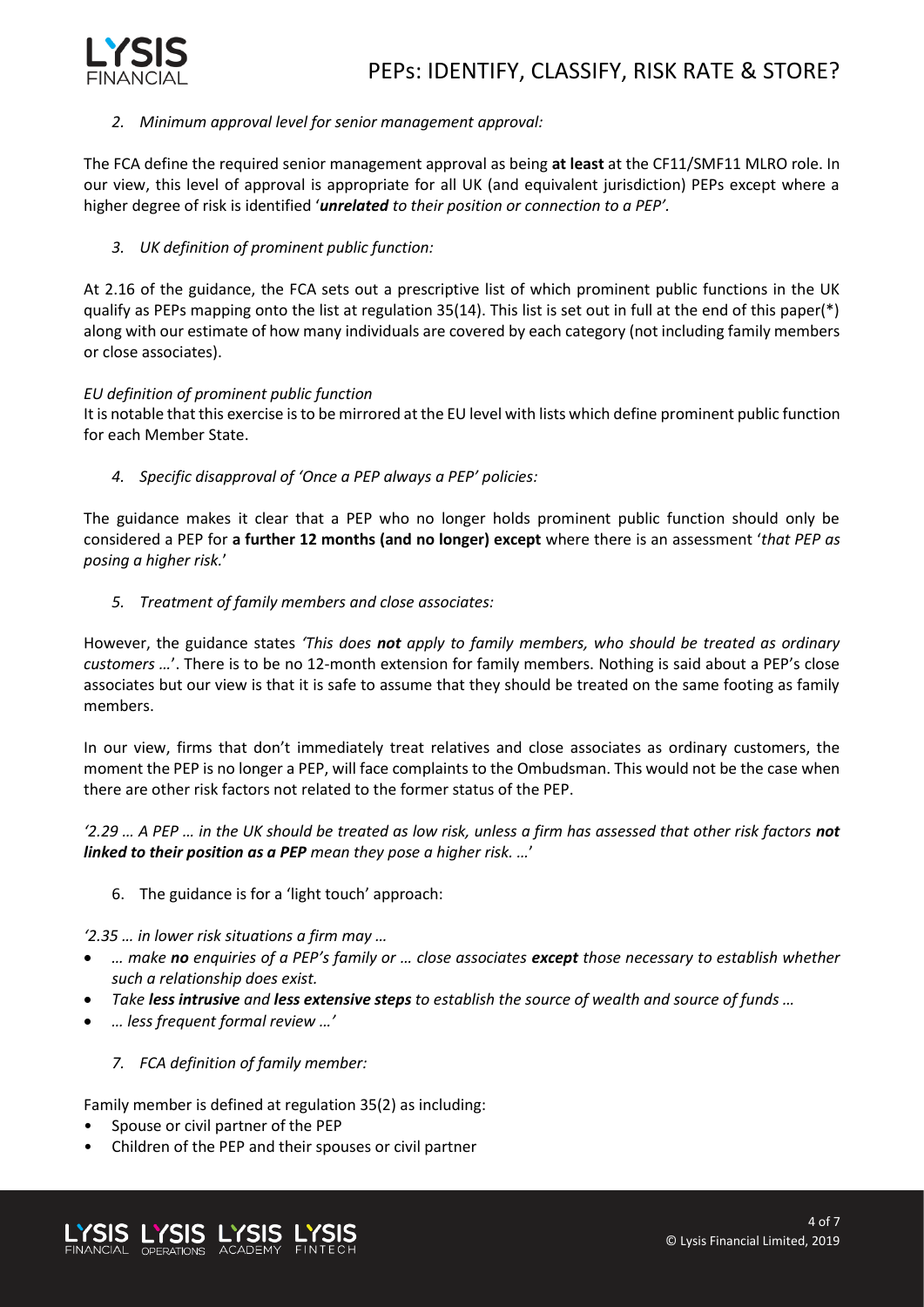*2. Minimum approval level for senior management approval:*

The FCA define the required senior management approval as being **at least** at the CF11/SMF11 MLRO role. In our view, this level of approval is appropriate for all UK (and equivalent jurisdiction) PEPs except where a higher degree of risk is identified '***unrelated*** *to their position or connection to a PEP'.*

*3. UK definition of prominent public function:*

At 2.16 of the guidance, the FCA sets out a prescriptive list of which prominent public functions in the UK qualify as PEPs mapping onto the list at regulation 35(14). This list is set out in full at the end of this paper(*) along with our estimate of how many individuals are covered by each category (not including family members or close associates).

*EU definition of prominent public function*

It is notable that this exercise is to be mirrored at the EU level with lists which define prominent public function for each Member State.

*4. Specific disapproval of 'Once a PEP always a PEP' policies:*

The guidance makes it clear that a PEP who no longer holds prominent public function should only be considered a PEP for **a further 12 months (and no longer) except** where there is an assessment '*that PEP as posing a higher risk.*'

*5. Treatment of family members and close associates:*

However, the guidance states *'This does **not** apply to family members, who should be treated as ordinary customers …*'. There is to be no 12-month extension for family members. Nothing is said about a PEP's close associates but our view is that it is safe to assume that they should be treated on the same footing as family members.

In our view, firms that don't immediately treat relatives and close associates as ordinary customers, the moment the PEP is no longer a PEP, will face complaints to the Ombudsman. This would not be the case when there are other risk factors not related to the former status of the PEP.

*'2.29 … A PEP … in the UK should be treated as low risk, unless a firm has assessed that other risk factors **not linked to their position as a PEP** mean they pose a higher risk. …*'

6. The guidance is for a 'light touch' approach:

*'2.35 … in lower risk situations a firm may …*

- *… make **no** enquiries of a PEP's family or … close associates **except** those necessary to establish whether such a relationship does exist.*
- *Take **less intrusive** and **less extensive steps** to establish the source of wealth and source of funds …*
- *… less frequent formal review …'*

*7. FCA definition of family member:*

Family member is defined at regulation 35(2) as including:

- Spouse or civil partner of the PEP
- Children of the PEP and their spouses or civil partner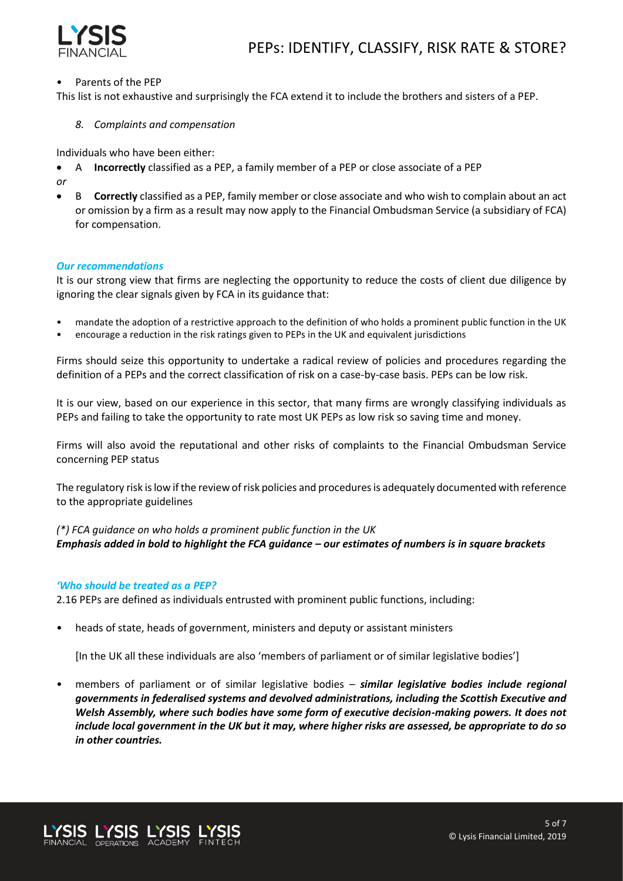- Parents of the PEP

This list is not exhaustive and surprisingly the FCA extend it to include the brothers and sisters of a PEP.

### *8. Complaints and compensation*

Individuals who have been either:

- A **Incorrectly** classified as a PEP, a family member of a PEP or close associate of a PEP

*or*

- B **Correctly** classified as a PEP, family member or close associate and who wish to complain about an act or omission by a firm as a result may now apply to the Financial Ombudsman Service (a subsidiary of FCA) for compensation.

## *Our recommendations*

It is our strong view that firms are neglecting the opportunity to reduce the costs of client due diligence by ignoring the clear signals given by FCA in its guidance that:

- mandate the adoption of a restrictive approach to the definition of who holds a prominent public function in the UK
- encourage a reduction in the risk ratings given to PEPs in the UK and equivalent jurisdictions

Firms should seize this opportunity to undertake a radical review of policies and procedures regarding the definition of a PEPs and the correct classification of risk on a case-by-case basis. PEPs can be low risk.

It is our view, based on our experience in this sector, that many firms are wrongly classifying individuals as PEPs and failing to take the opportunity to rate most UK PEPs as low risk so saving time and money.

Firms will also avoid the reputational and other risks of complaints to the Financial Ombudsman Service concerning PEP status

The regulatory risk is low if the review of risk policies and procedures is adequately documented with reference to the appropriate guidelines

*(\*) FCA guidance on who holds a prominent public function in the UK*
***Emphasis added in bold to highlight the FCA guidance – our estimates of numbers is in square brackets***

## *'Who should be treated as a PEP?*

2.16 PEPs are defined as individuals entrusted with prominent public functions, including:

- heads of state, heads of government, ministers and deputy or assistant ministers

  [In the UK all these individuals are also 'members of parliament or of similar legislative bodies']

- members of parliament or of similar legislative bodies – ***similar legislative bodies include regional governments in federalised systems and devolved administrations, including the Scottish Executive and Welsh Assembly, where such bodies have some form of executive decision-making powers. It does not include local government in the UK but it may, where higher risks are assessed, be appropriate to do so in other countries.***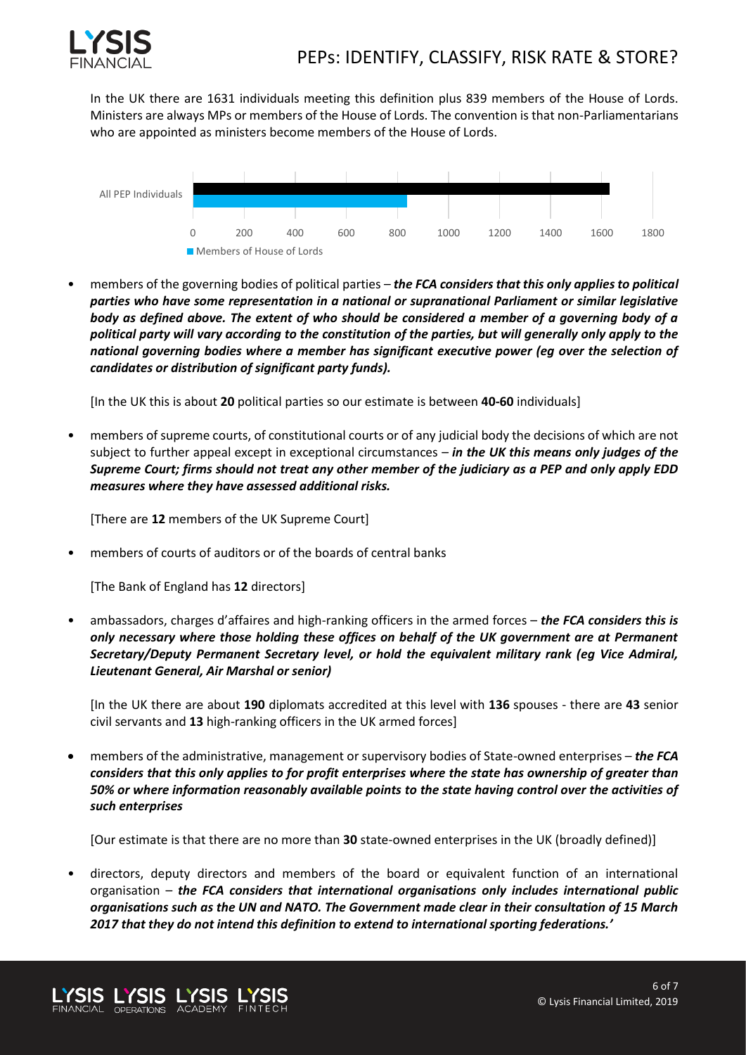In the UK there are 1631 individuals meeting this definition plus 839 members of the House of Lords. Ministers are always MPs or members of the House of Lords. The convention is that non-Parliamentarians who are appointed as ministers become members of the House of Lords.

- members of the governing bodies of political parties – ***the FCA considers that this only applies to political parties who have some representation in a national or supranational Parliament or similar legislative body as defined above. The extent of who should be considered a member of a governing body of a political party will vary according to the constitution of the parties, but will generally only apply to the national governing bodies where a member has significant executive power (eg over the selection of candidates or distribution of significant party funds).***

  [In the UK this is about **20** political parties so our estimate is between **40-60** individuals]

- members of supreme courts, of constitutional courts or of any judicial body the decisions of which are not subject to further appeal except in exceptional circumstances – ***in the UK this means only judges of the Supreme Court; firms should not treat any other member of the judiciary as a PEP and only apply EDD measures where they have assessed additional risks.***

  [There are **12** members of the UK Supreme Court]

- members of courts of auditors or of the boards of central banks

  [The Bank of England has **12** directors]

- ambassadors, charges d'affaires and high-ranking officers in the armed forces – ***the FCA considers this is only necessary where those holding these offices on behalf of the UK government are at Permanent Secretary/Deputy Permanent Secretary level, or hold the equivalent military rank (eg Vice Admiral, Lieutenant General, Air Marshal or senior)***

  [In the UK there are about **190** diplomats accredited at this level with **136** spouses - there are **43** senior civil servants and **13** high-ranking officers in the UK armed forces]

- members of the administrative, management or supervisory bodies of State-owned enterprises – ***the FCA considers that this only applies to for profit enterprises where the state has ownership of greater than 50% or where information reasonably available points to the state having control over the activities of such enterprises***

  [Our estimate is that there are no more than **30** state-owned enterprises in the UK (broadly defined)]

- directors, deputy directors and members of the board or equivalent function of an international organisation – ***the FCA considers that international organisations only includes international public organisations such as the UN and NATO. The Government made clear in their consultation of 15 March 2017 that they do not intend this definition to extend to international sporting federations.'***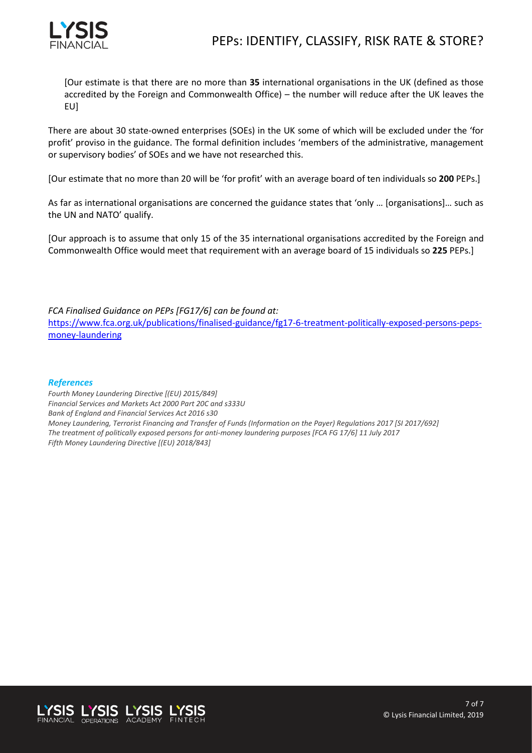[Our estimate is that there are no more than **35** international organisations in the UK (defined as those accredited by the Foreign and Commonwealth Office) – the number will reduce after the UK leaves the EU]

There are about 30 state-owned enterprises (SOEs) in the UK some of which will be excluded under the 'for profit' proviso in the guidance. The formal definition includes 'members of the administrative, management or supervisory bodies' of SOEs and we have not researched this.

[Our estimate that no more than 20 will be 'for profit' with an average board of ten individuals so **200** PEPs.]

As far as international organisations are concerned the guidance states that 'only … [organisations]… such as the UN and NATO' qualify.

[Our approach is to assume that only 15 of the 35 international organisations accredited by the Foreign and Commonwealth Office would meet that requirement with an average board of 15 individuals so **225** PEPs.]

*FCA Finalised Guidance on PEPs [FG17/6] can be found at:*
[https://www.fca.org.uk/publications/finalised-guidance/fg17-6-treatment-politically-exposed-persons-peps-money-laundering](https://www.fca.org.uk/publications/finalised-guidance/fg17-6-treatment-politically-exposed-persons-peps-money-laundering)

***References***

*Fourth Money Laundering Directive [(EU) 2015/849]*
*Financial Services and Markets Act 2000 Part 20C and s333U*
*Bank of England and Financial Services Act 2016 s30*
*Money Laundering, Terrorist Financing and Transfer of Funds (Information on the Payer) Regulations 2017 [SI 2017/692]*
*The treatment of politically exposed persons for anti-money laundering purposes [FCA FG 17/6] 11 July 2017*
*Fifth Money Laundering Directive [(EU) 2018/843]*